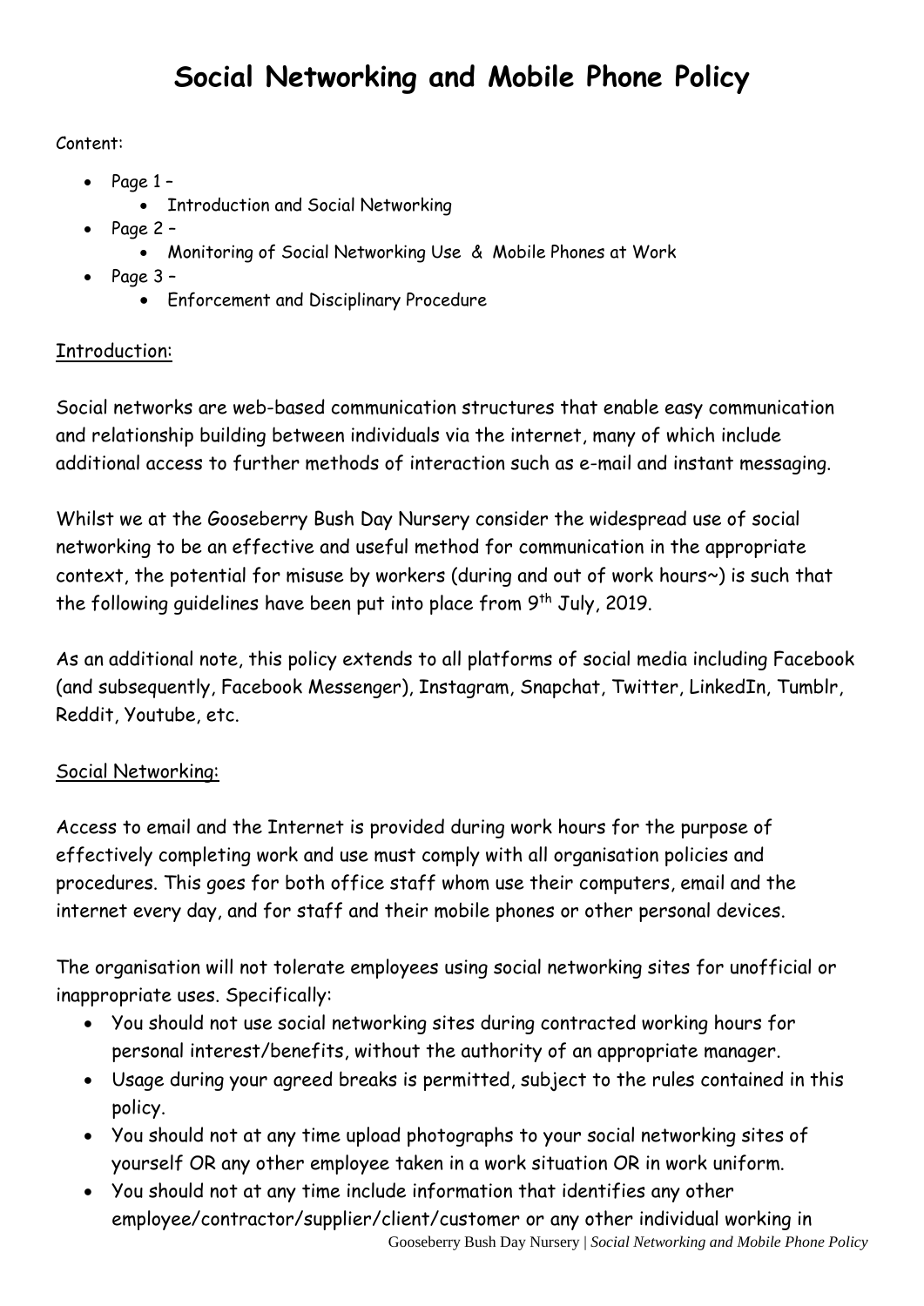# Social Networking and Mobile Phone Policy

Content:

- Page 1 –
  - Introduction and Social Networking
- Page 2 –
  - Monitoring of Social Networking Use & Mobile Phones at Work
- Page 3 –
  - Enforcement and Disciplinary Procedure

## Introduction:

Social networks are web-based communication structures that enable easy communication and relationship building between individuals via the internet, many of which include additional access to further methods of interaction such as e-mail and instant messaging.

Whilst we at the Gooseberry Bush Day Nursery consider the widespread use of social networking to be an effective and useful method for communication in the appropriate context, the potential for misuse by workers (during and out of work hours~) is such that the following guidelines have been put into place from 9th July, 2019.

As an additional note, this policy extends to all platforms of social media including Facebook (and subsequently, Facebook Messenger), Instagram, Snapchat, Twitter, LinkedIn, Tumblr, Reddit, Youtube, etc.

## Social Networking:

Access to email and the Internet is provided during work hours for the purpose of effectively completing work and use must comply with all organisation policies and procedures. This goes for both office staff whom use their computers, email and the internet every day, and for staff and their mobile phones or other personal devices.

The organisation will not tolerate employees using social networking sites for unofficial or inappropriate uses. Specifically:

- You should not use social networking sites during contracted working hours for personal interest/benefits, without the authority of an appropriate manager.
- Usage during your agreed breaks is permitted, subject to the rules contained in this policy.
- You should not at any time upload photographs to your social networking sites of yourself OR any other employee taken in a work situation OR in work uniform.
- You should not at any time include information that identifies any other employee/contractor/supplier/client/customer or any other individual working in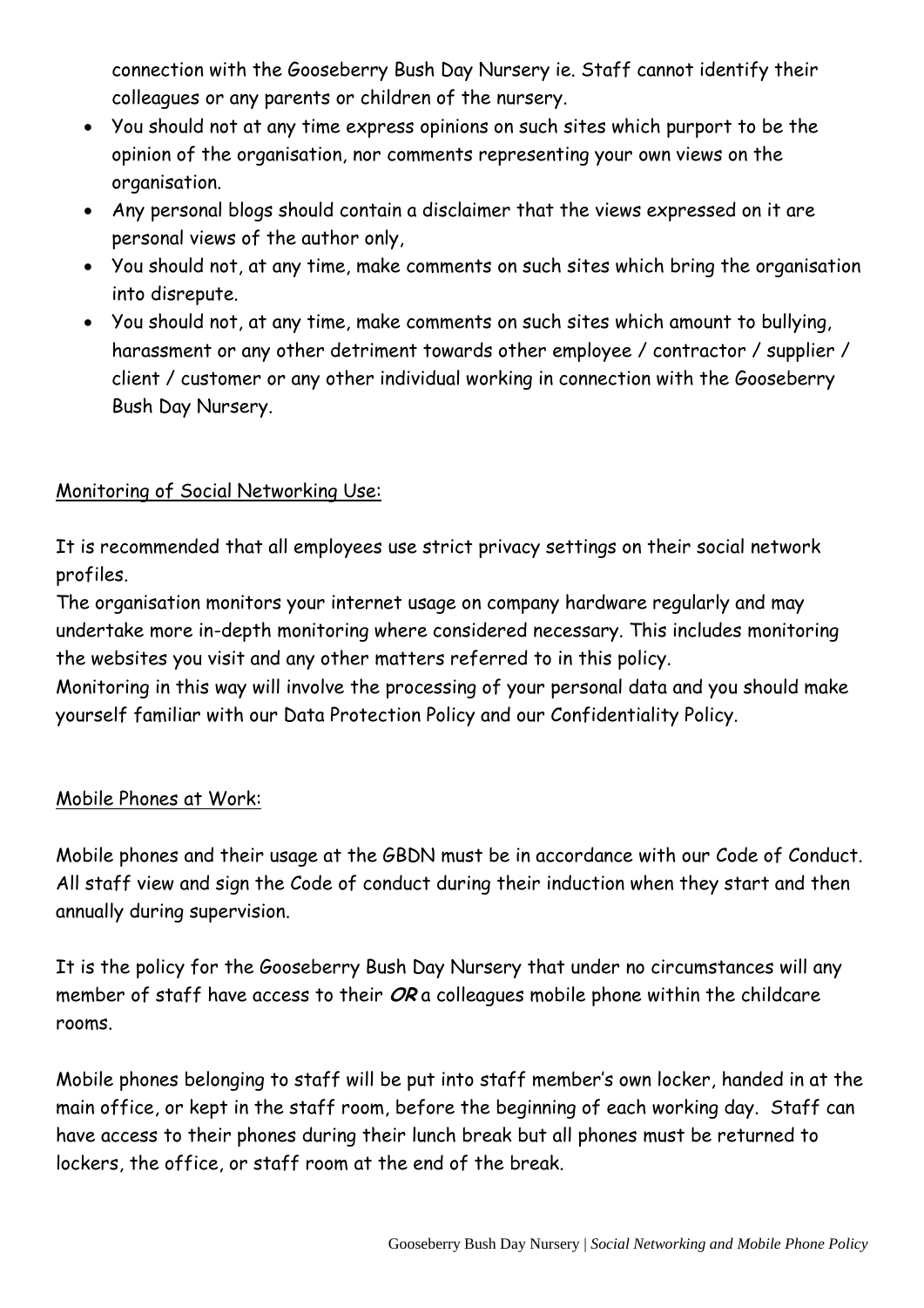connection with the Gooseberry Bush Day Nursery ie. Staff cannot identify their colleagues or any parents or children of the nursery.

- You should not at any time express opinions on such sites which purport to be the opinion of the organisation, nor comments representing your own views on the organisation.
- Any personal blogs should contain a disclaimer that the views expressed on it are personal views of the author only,
- You should not, at any time, make comments on such sites which bring the organisation into disrepute.
- You should not, at any time, make comments on such sites which amount to bullying, harassment or any other detriment towards other employee / contractor / supplier / client / customer or any other individual working in connection with the Gooseberry Bush Day Nursery.

<u>Monitoring of Social Networking Use:</u>

It is recommended that all employees use strict privacy settings on their social network profiles.

The organisation monitors your internet usage on company hardware regularly and may undertake more in-depth monitoring where considered necessary. This includes monitoring the websites you visit and any other matters referred to in this policy.

Monitoring in this way will involve the processing of your personal data and you should make yourself familiar with our Data Protection Policy and our Confidentiality Policy.

<u>Mobile Phones at Work:</u>

Mobile phones and their usage at the GBDN must be in accordance with our Code of Conduct. All staff view and sign the Code of conduct during their induction when they start and then annually during supervision.

It is the policy for the Gooseberry Bush Day Nursery that under no circumstances will any member of staff have access to their ***OR*** a colleagues mobile phone within the childcare rooms.

Mobile phones belonging to staff will be put into staff member's own locker, handed in at the main office, or kept in the staff room, before the beginning of each working day. Staff can have access to their phones during their lunch break but all phones must be returned to lockers, the office, or staff room at the end of the break.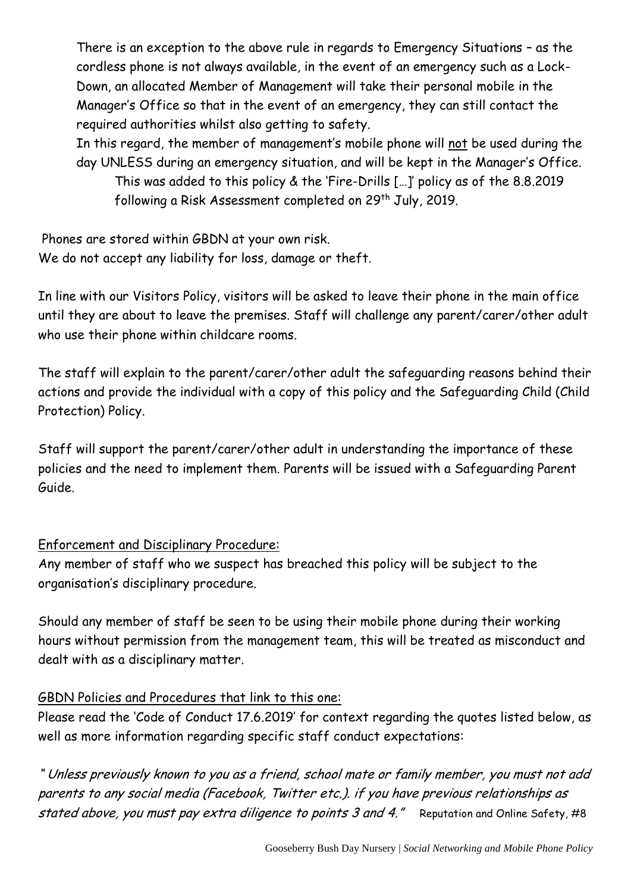There is an exception to the above rule in regards to Emergency Situations – as the cordless phone is not always available, in the event of an emergency such as a Lock-Down, an allocated Member of Management will take their personal mobile in the Manager's Office so that in the event of an emergency, they can still contact the required authorities whilst also getting to safety.

In this regard, the member of management's mobile phone will not be used during the day UNLESS during an emergency situation, and will be kept in the Manager's Office.

This was added to this policy & the 'Fire-Drills […]' policy as of the 8.8.2019 following a Risk Assessment completed on 29th July, 2019.

Phones are stored within GBDN at your own risk.
We do not accept any liability for loss, damage or theft.

In line with our Visitors Policy, visitors will be asked to leave their phone in the main office until they are about to leave the premises. Staff will challenge any parent/carer/other adult who use their phone within childcare rooms.

The staff will explain to the parent/carer/other adult the safeguarding reasons behind their actions and provide the individual with a copy of this policy and the Safeguarding Child (Child Protection) Policy.

Staff will support the parent/carer/other adult in understanding the importance of these policies and the need to implement them. Parents will be issued with a Safeguarding Parent Guide.

## Enforcement and Disciplinary Procedure:

Any member of staff who we suspect has breached this policy will be subject to the organisation's disciplinary procedure.

Should any member of staff be seen to be using their mobile phone during their working hours without permission from the management team, this will be treated as misconduct and dealt with as a disciplinary matter.

## GBDN Policies and Procedures that link to this one:

Please read the 'Code of Conduct 17.6.2019' for context regarding the quotes listed below, as well as more information regarding specific staff conduct expectations:

*" Unless previously known to you as a friend, school mate or family member, you must not add parents to any social media (Facebook, Twitter etc.). if you have previous relationships as stated above, you must pay extra diligence to points 3 and 4."* Reputation and Online Safety, #8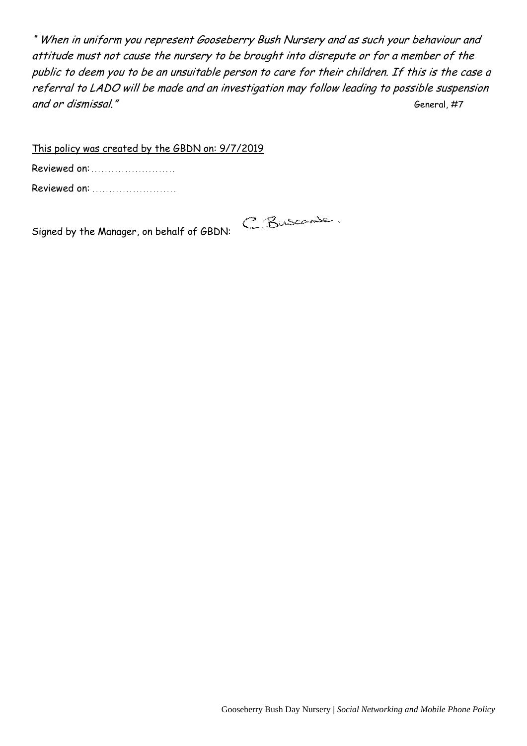*" When in uniform you represent Gooseberry Bush Nursery and as such your behaviour and attitude must not cause the nursery to be brought into disrepute or for a member of the public to deem you to be an unsuitable person to care for their children. If this is the case a referral to LADO will be made and an investigation may follow leading to possible suspension and or dismissal."* General, #7

This policy was created by the GBDN on: 9/7/2019

Reviewed on: .........................

Reviewed on: .........................

Signed by the Manager, on behalf of GBDN: C. Buscombe.